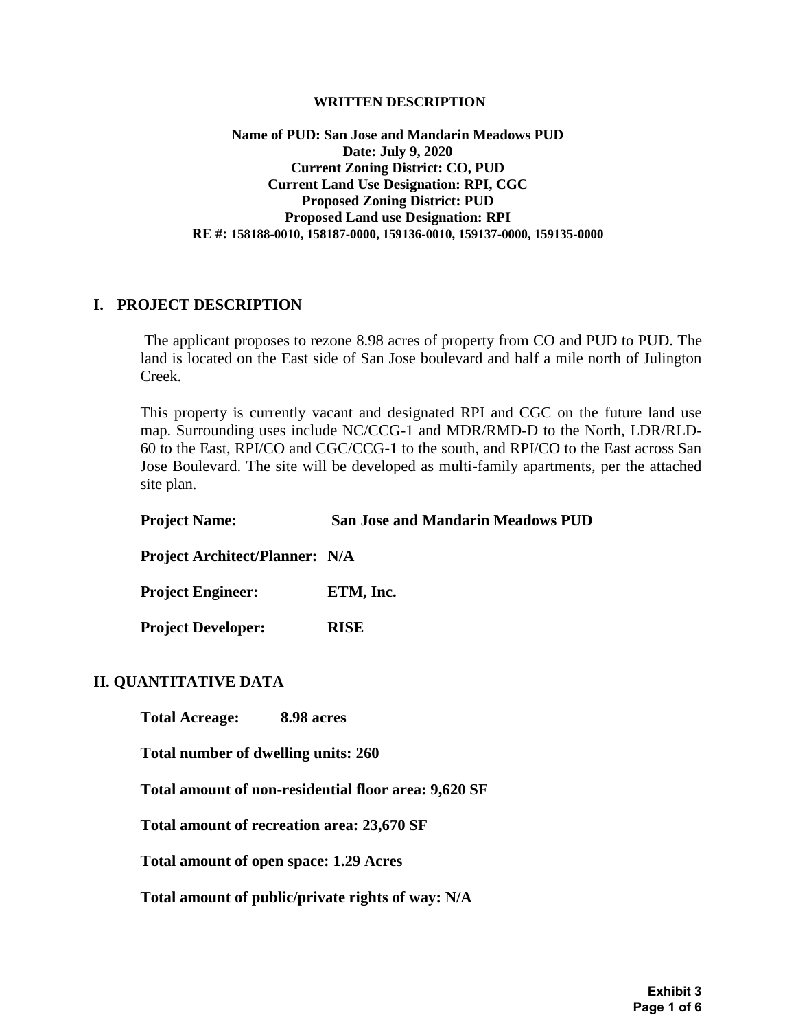**WRITTEN DESCRIPTION**

**Name of PUD: San Jose and Mandarin Meadows PUD**
**Date: July 9, 2020**
**Current Zoning District: CO, PUD**
**Current Land Use Designation: RPI, CGC**
**Proposed Zoning District: PUD**
**Proposed Land use Designation: RPI**
**RE #: 158188-0010, 158187-0000, 159136-0010, 159137-0000, 159135-0000**

## I. PROJECT DESCRIPTION

The applicant proposes to rezone 8.98 acres of property from CO and PUD to PUD. The land is located on the East side of San Jose boulevard and half a mile north of Julington Creek.

This property is currently vacant and designated RPI and CGC on the future land use map. Surrounding uses include NC/CCG-1 and MDR/RMD-D to the North, LDR/RLD-60 to the East, RPI/CO and CGC/CCG-1 to the south, and RPI/CO to the East across San Jose Boulevard. The site will be developed as multi-family apartments, per the attached site plan.

**Project Name:** **San Jose and Mandarin Meadows PUD**

**Project Architect/Planner:** **N/A**

**Project Engineer:** **ETM, Inc.**

**Project Developer:** **RISE**

## II. QUANTITATIVE DATA

**Total Acreage:** **8.98 acres**

**Total number of dwelling units: 260**

**Total amount of non-residential floor area: 9,620 SF**

**Total amount of recreation area: 23,670 SF**

**Total amount of open space: 1.29 Acres**

**Total amount of public/private rights of way: N/A**

**Exhibit 3**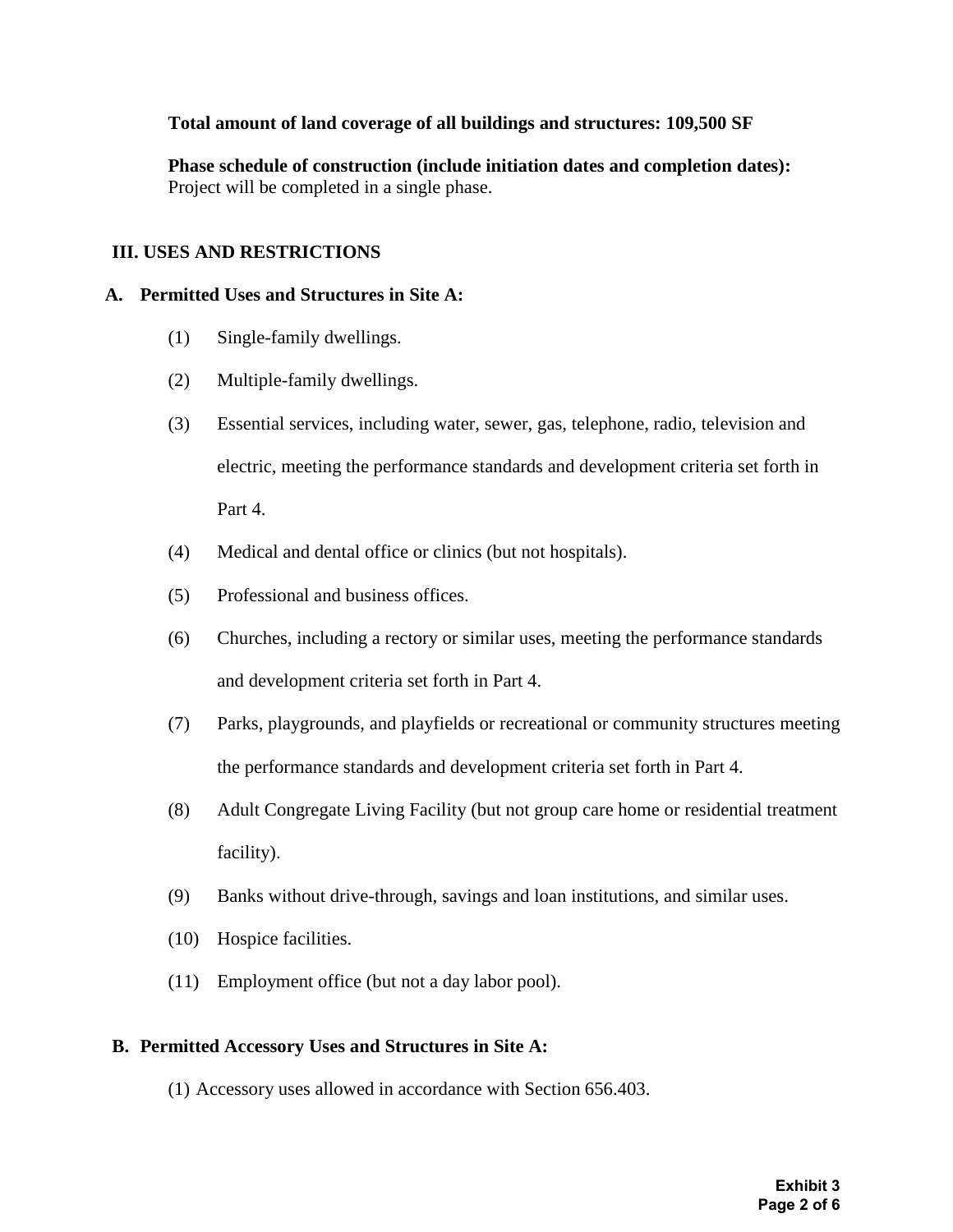**Total amount of land coverage of all buildings and structures: 109,500 SF**

**Phase schedule of construction (include initiation dates and completion dates):**
Project will be completed in a single phase.

## III. USES AND RESTRICTIONS

### A. Permitted Uses and Structures in Site A:

(1) Single-family dwellings.

(2) Multiple-family dwellings.

(3) Essential services, including water, sewer, gas, telephone, radio, television and electric, meeting the performance standards and development criteria set forth in Part 4.

(4) Medical and dental office or clinics (but not hospitals).

(5) Professional and business offices.

(6) Churches, including a rectory or similar uses, meeting the performance standards and development criteria set forth in Part 4.

(7) Parks, playgrounds, and playfields or recreational or community structures meeting the performance standards and development criteria set forth in Part 4.

(8) Adult Congregate Living Facility (but not group care home or residential treatment facility).

(9) Banks without drive-through, savings and loan institutions, and similar uses.

(10) Hospice facilities.

(11) Employment office (but not a day labor pool).

### B. Permitted Accessory Uses and Structures in Site A:

(1) Accessory uses allowed in accordance with Section 656.403.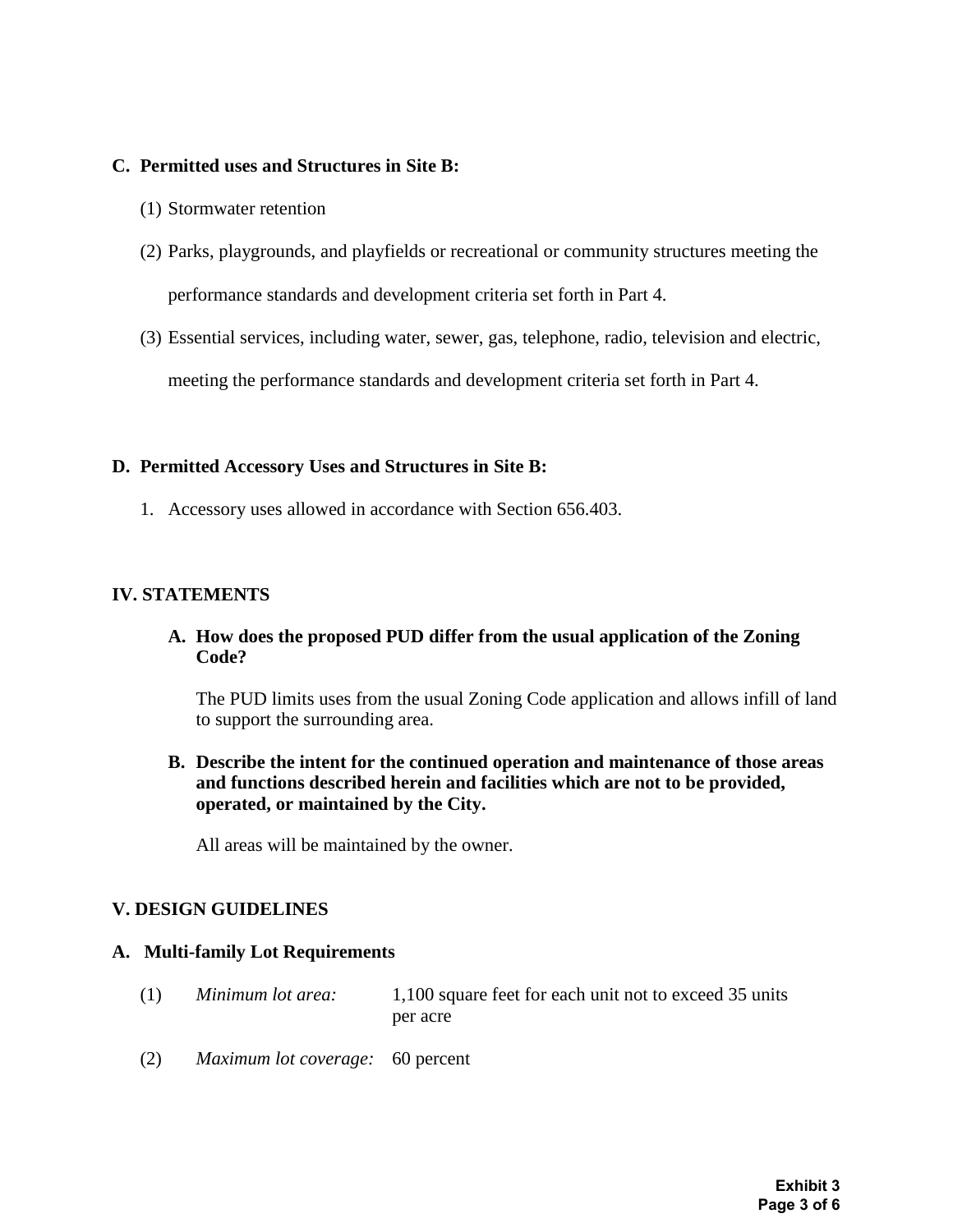**C. Permitted uses and Structures in Site B:**

(1) Stormwater retention

(2) Parks, playgrounds, and playfields or recreational or community structures meeting the performance standards and development criteria set forth in Part 4.

(3) Essential services, including water, sewer, gas, telephone, radio, television and electric, meeting the performance standards and development criteria set forth in Part 4.

**D. Permitted Accessory Uses and Structures in Site B:**

1. Accessory uses allowed in accordance with Section 656.403.

## IV. STATEMENTS

**A. How does the proposed PUD differ from the usual application of the Zoning Code?**

The PUD limits uses from the usual Zoning Code application and allows infill of land to support the surrounding area.

**B. Describe the intent for the continued operation and maintenance of those areas and functions described herein and facilities which are not to be provided, operated, or maintained by the City.**

All areas will be maintained by the owner.

## V. DESIGN GUIDELINES

**A. Multi-family Lot Requirements**

(1) *Minimum lot area:* 1,100 square feet for each unit not to exceed 35 units per acre

(2) *Maximum lot coverage:* 60 percent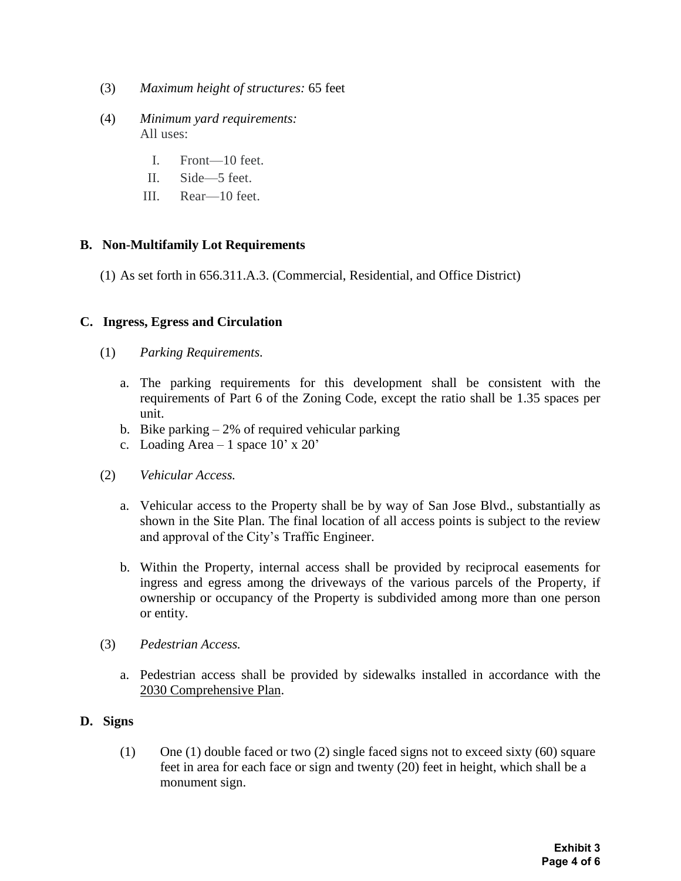(3) *Maximum height of structures:* 65 feet

(4) *Minimum yard requirements:*
All uses:

I. Front—10 feet.
II. Side—5 feet.
III. Rear—10 feet.

**B. Non-Multifamily Lot Requirements**

(1) As set forth in 656.311.A.3. (Commercial, Residential, and Office District)

**C. Ingress, Egress and Circulation**

(1) *Parking Requirements.*

a. The parking requirements for this development shall be consistent with the requirements of Part 6 of the Zoning Code, except the ratio shall be 1.35 spaces per unit.
b. Bike parking – 2% of required vehicular parking
c. Loading Area – 1 space 10' x 20'

(2) *Vehicular Access.*

a. Vehicular access to the Property shall be by way of San Jose Blvd., substantially as shown in the Site Plan. The final location of all access points is subject to the review and approval of the City's Traffic Engineer.

b. Within the Property, internal access shall be provided by reciprocal easements for ingress and egress among the driveways of the various parcels of the Property, if ownership or occupancy of the Property is subdivided among more than one person or entity.

(3) *Pedestrian Access.*

a. Pedestrian access shall be provided by sidewalks installed in accordance with the 2030 Comprehensive Plan.

**D. Signs**

(1) One (1) double faced or two (2) single faced signs not to exceed sixty (60) square feet in area for each face or sign and twenty (20) feet in height, which shall be a monument sign.

**Exhibit 3**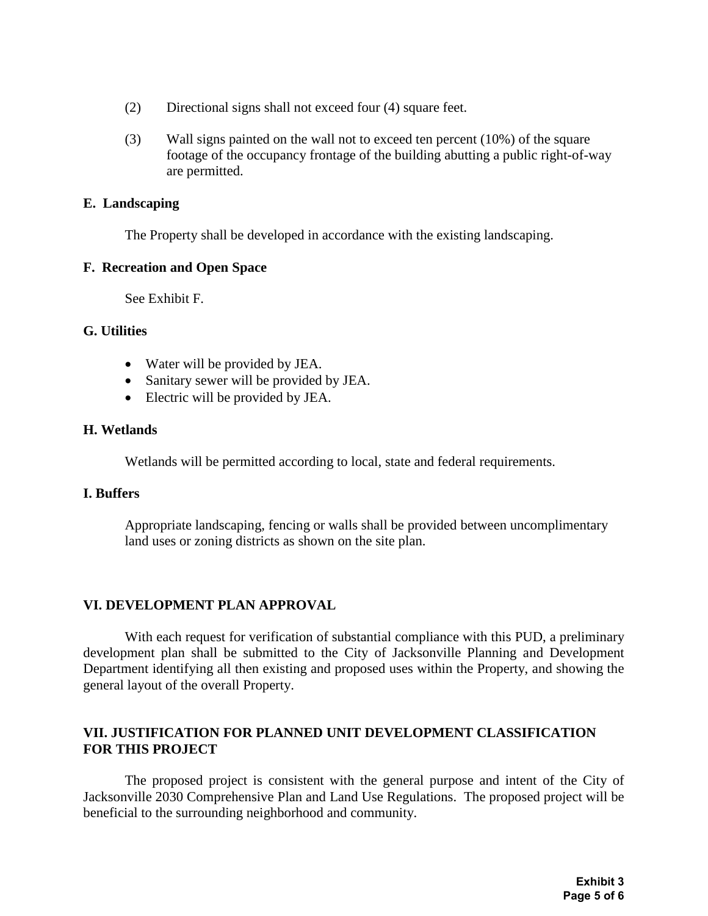(2) Directional signs shall not exceed four (4) square feet.

(3) Wall signs painted on the wall not to exceed ten percent (10%) of the square footage of the occupancy frontage of the building abutting a public right-of-way are permitted.

**E. Landscaping**

The Property shall be developed in accordance with the existing landscaping.

**F. Recreation and Open Space**

See Exhibit F.

**G. Utilities**

- Water will be provided by JEA.
- Sanitary sewer will be provided by JEA.
- Electric will be provided by JEA.

**H. Wetlands**

Wetlands will be permitted according to local, state and federal requirements.

**I. Buffers**

Appropriate landscaping, fencing or walls shall be provided between uncomplimentary land uses or zoning districts as shown on the site plan.

## VI. DEVELOPMENT PLAN APPROVAL

With each request for verification of substantial compliance with this PUD, a preliminary development plan shall be submitted to the City of Jacksonville Planning and Development Department identifying all then existing and proposed uses within the Property, and showing the general layout of the overall Property.

## VII. JUSTIFICATION FOR PLANNED UNIT DEVELOPMENT CLASSIFICATION FOR THIS PROJECT

The proposed project is consistent with the general purpose and intent of the City of Jacksonville 2030 Comprehensive Plan and Land Use Regulations. The proposed project will be beneficial to the surrounding neighborhood and community.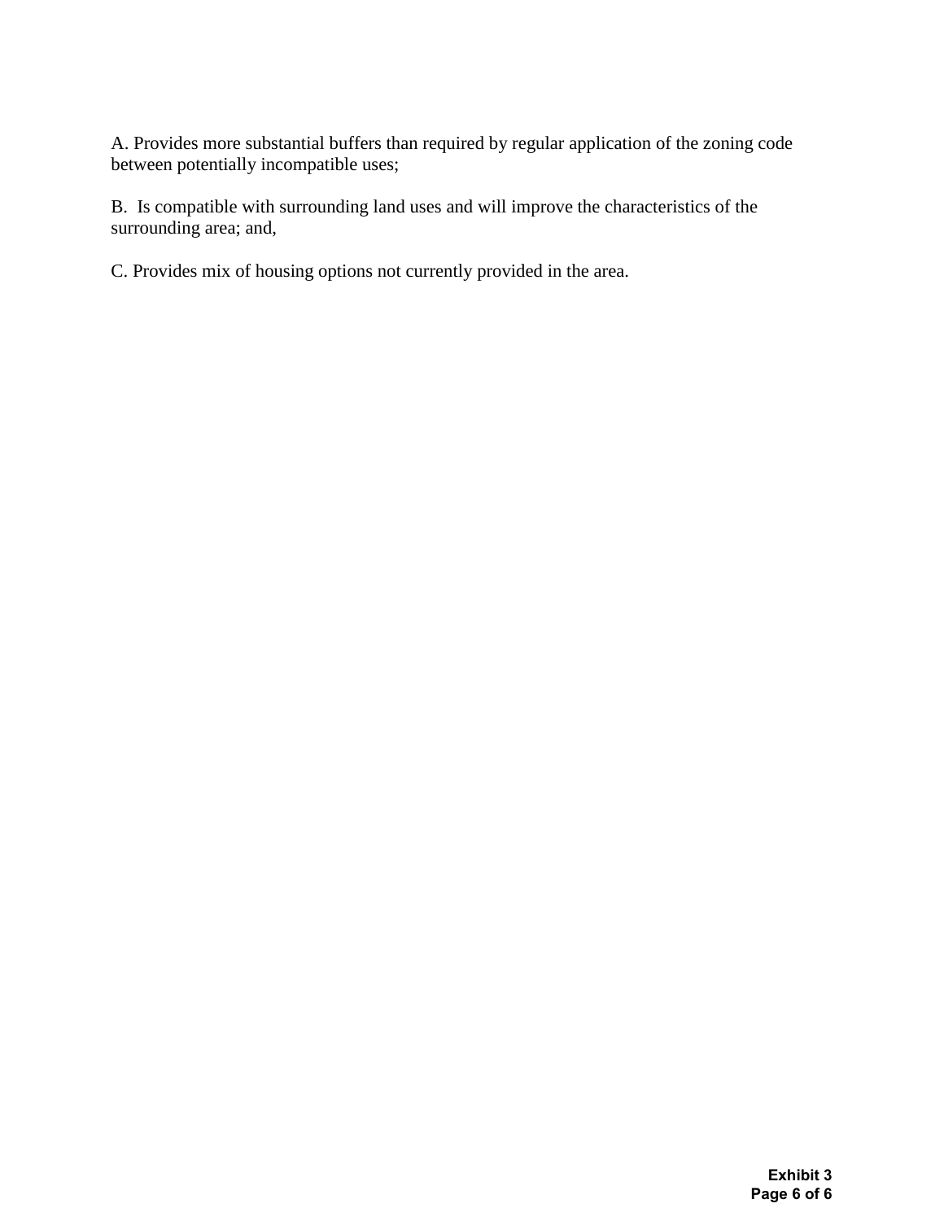A. Provides more substantial buffers than required by regular application of the zoning code between potentially incompatible uses;

B. Is compatible with surrounding land uses and will improve the characteristics of the surrounding area; and,

C. Provides mix of housing options not currently provided in the area.